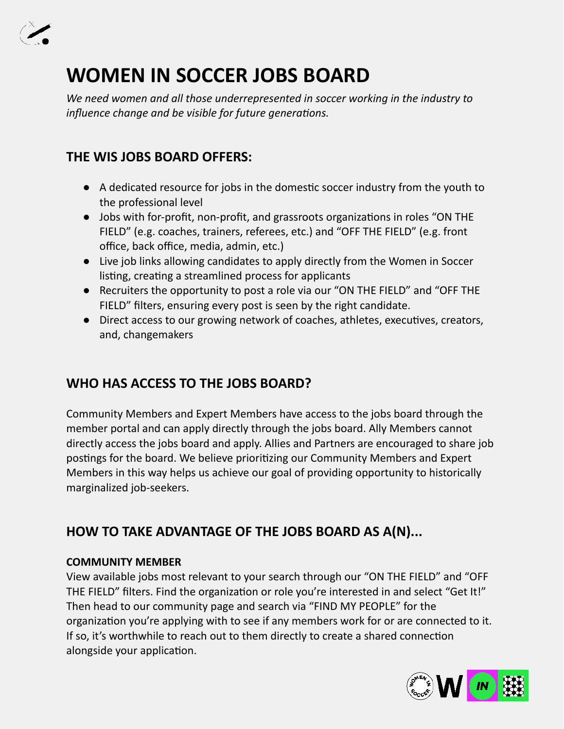# WOMEN IN SOCCER JOBS BOARD

*We need women and all those underrepresented in soccer working in the industry to influence change and be visible for future generations.*

## THE WIS JOBS BOARD OFFERS:

- A dedicated resource for jobs in the domestic soccer industry from the youth to the professional level
- Jobs with for-profit, non-profit, and grassroots organizations in roles "ON THE FIELD" (e.g. coaches, trainers, referees, etc.) and "OFF THE FIELD" (e.g. front office, back office, media, admin, etc.)
- Live job links allowing candidates to apply directly from the Women in Soccer listing, creating a streamlined process for applicants
- Recruiters the opportunity to post a role via our "ON THE FIELD" and "OFF THE FIELD" filters, ensuring every post is seen by the right candidate.
- Direct access to our growing network of coaches, athletes, executives, creators, and, changemakers

## WHO HAS ACCESS TO THE JOBS BOARD?

Community Members and Expert Members have access to the jobs board through the member portal and can apply directly through the jobs board. Ally Members cannot directly access the jobs board and apply. Allies and Partners are encouraged to share job postings for the board. We believe prioritizing our Community Members and Expert Members in this way helps us achieve our goal of providing opportunity to historically marginalized job-seekers.

## HOW TO TAKE ADVANTAGE OF THE JOBS BOARD AS A(N)...

### COMMUNITY MEMBER

View available jobs most relevant to your search through our "ON THE FIELD" and "OFF THE FIELD" filters. Find the organization or role you're interested in and select "Get It!" Then head to our community page and search via "FIND MY PEOPLE" for the organization you're applying with to see if any members work for or are connected to it. If so, it's worthwhile to reach out to them directly to create a shared connection alongside your application.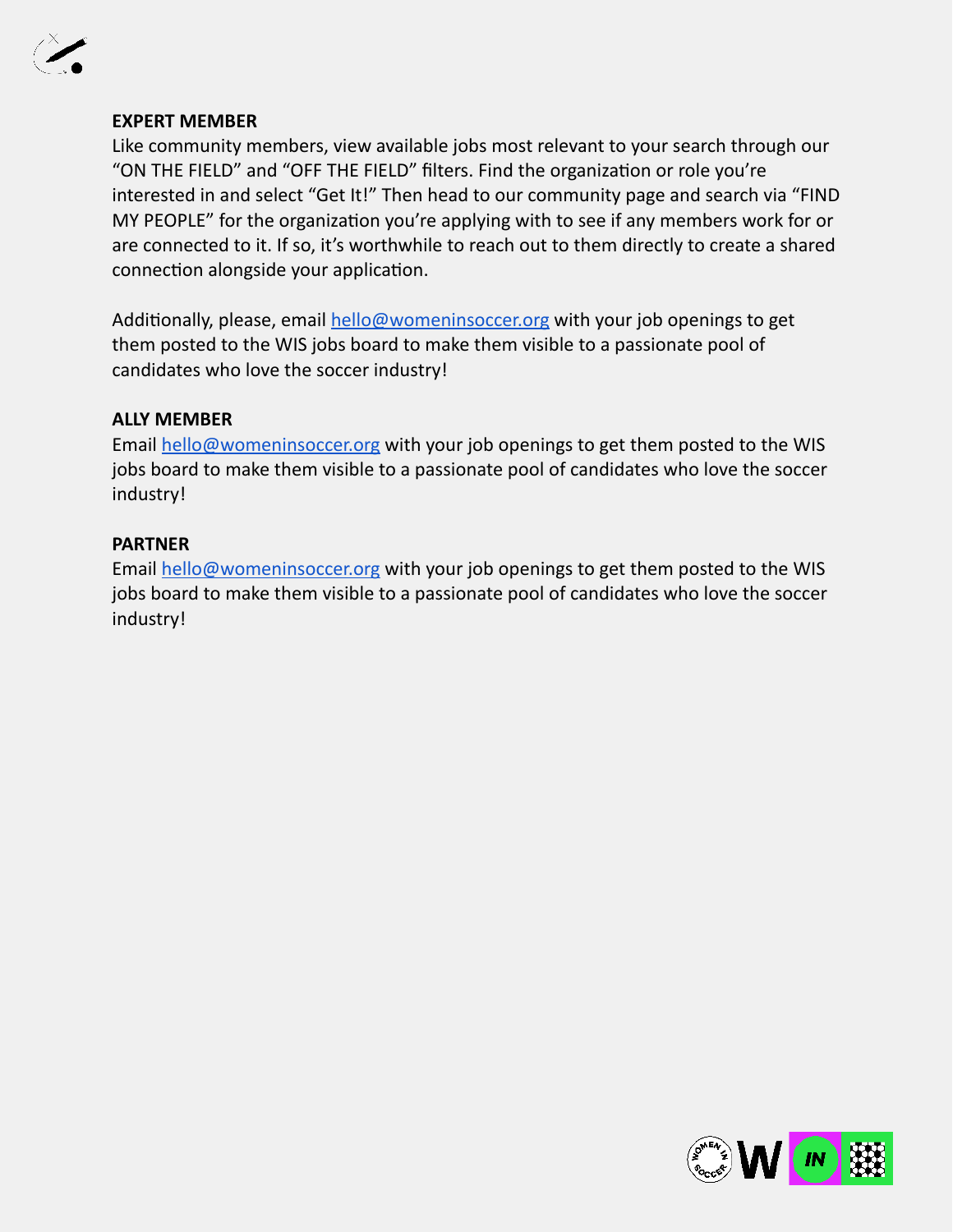**EXPERT MEMBER**

Like community members, view available jobs most relevant to your search through our "ON THE FIELD" and "OFF THE FIELD" filters. Find the organization or role you're interested in and select "Get It!" Then head to our community page and search via "FIND MY PEOPLE" for the organization you're applying with to see if any members work for or are connected to it. If so, it's worthwhile to reach out to them directly to create a shared connection alongside your application.

Additionally, please, email hello@womeninsoccer.org with your job openings to get them posted to the WIS jobs board to make them visible to a passionate pool of candidates who love the soccer industry!

**ALLY MEMBER**

Email hello@womeninsoccer.org with your job openings to get them posted to the WIS jobs board to make them visible to a passionate pool of candidates who love the soccer industry!

**PARTNER**

Email hello@womeninsoccer.org with your job openings to get them posted to the WIS jobs board to make them visible to a passionate pool of candidates who love the soccer industry!